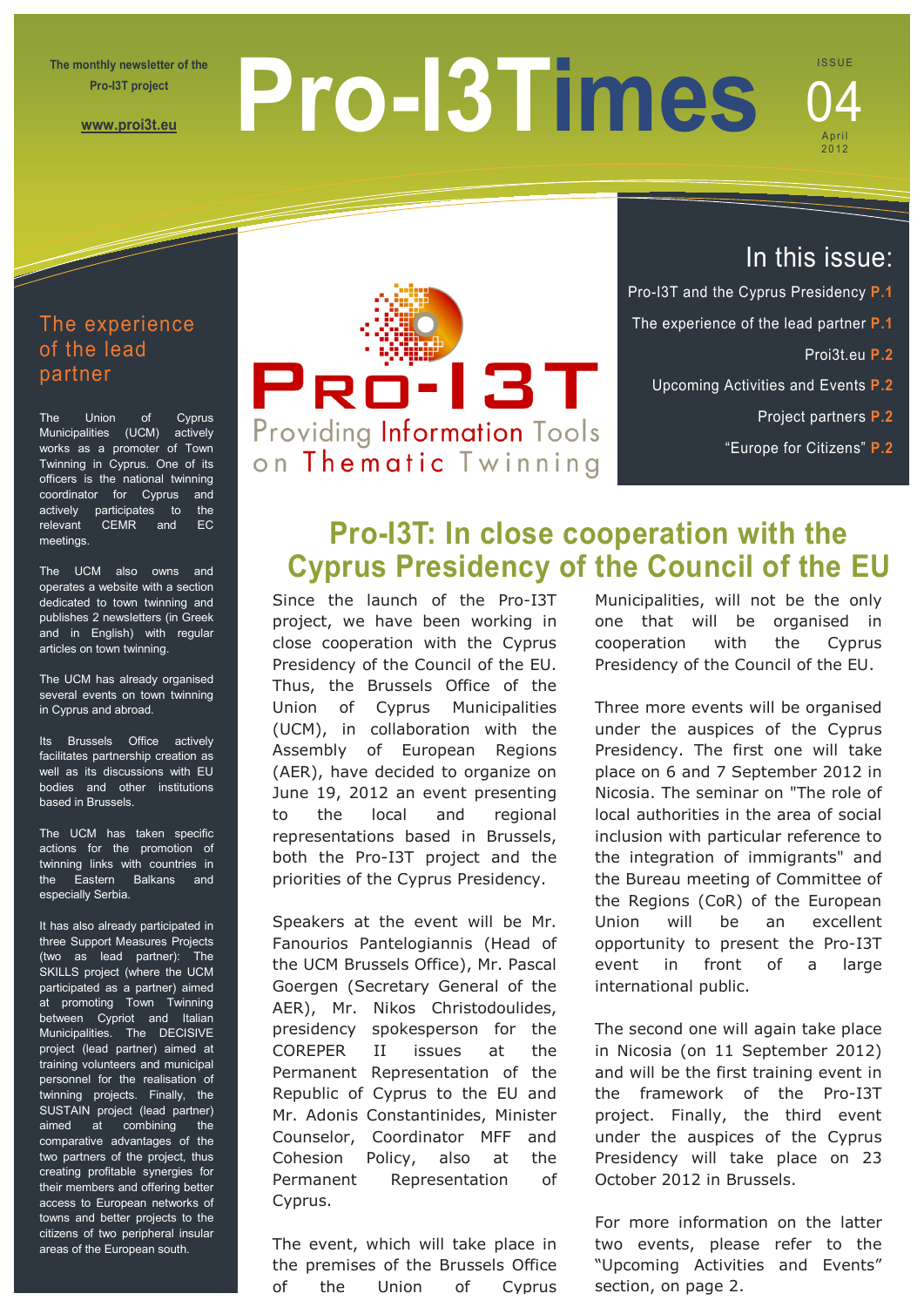The monthly newsletter of the Pro-I3T project

www.proi3t.eu

# Pro-I3Times

ISSUE 04

April 2012

PRO-I3T

Providing Information Tools on Thematic Twinning

## In this issue:

- Pro-I3T and the Cyprus Presidency **P.1**
- The experience of the lead partner **P.1**
- Proi3t.eu **P.2**
- Upcoming Activities and Events **P.2**
- Project partners **P.2**
- "Europe for Citizens" **P.2**

## Pro-I3T: In close cooperation with the Cyprus Presidency of the Council of the EU

Since the launch of the Pro-I3T project, we have been working in close cooperation with the Cyprus Presidency of the Council of the EU. Thus, the Brussels Office of the Union of Cyprus Municipalities (UCM), in collaboration with the Assembly of European Regions (AER), have decided to organize on June 19, 2012 an event presenting to the local and regional representations based in Brussels, both the Pro-I3T project and the priorities of the Cyprus Presidency.

Speakers at the event will be Mr. Fanourios Pantelogiannis (Head of the UCM Brussels Office), Mr. Pascal Goergen (Secretary General of the AER), Mr. Nikos Christodoulides, presidency spokesperson for the COREPER II issues at the Permanent Representation of the Republic of Cyprus to the EU and Mr. Adonis Constantinides, Minister Counselor, Coordinator MFF and Cohesion Policy, also at the Permanent Representation of Cyprus.

The event, which will take place in the premises of the Brussels Office of the Union of Cyprus Municipalities, will not be the only one that will be organised in cooperation with the Cyprus Presidency of the Council of the EU.

Three more events will be organised under the auspices of the Cyprus Presidency. The first one will take place on 6 and 7 September 2012 in Nicosia. The seminar on "The role of local authorities in the area of social inclusion with particular reference to the integration of immigrants" and the Bureau meeting of Committee of the Regions (CoR) of the European Union will be an excellent opportunity to present the Pro-I3T event in front of a large international public.

The second one will again take place in Nicosia (on 11 September 2012) and will be the first training event in the framework of the Pro-I3T project. Finally, the third event under the auspices of the Cyprus Presidency will take place on 23 October 2012 in Brussels.

For more information on the latter two events, please refer to the "Upcoming Activities and Events" section, on page 2.

## The experience of the lead partner

The Union of Cyprus Municipalities (UCM) actively works as a promoter of Town Twinning in Cyprus. One of its officers is the national twinning coordinator for Cyprus and actively participates to the relevant CEMR and EC meetings.

The UCM also owns and operates a website with a section dedicated to town twinning and publishes 2 newsletters (in Greek and in English) with regular articles on town twinning.

The UCM has already organised several events on town twinning in Cyprus and abroad.

Its Brussels Office actively facilitates partnership creation as well as its discussions with EU bodies and other institutions based in Brussels.

The UCM has taken specific actions for the promotion of twinning links with countries in the Eastern Balkans and especially Serbia.

It has also already participated in three Support Measures Projects (two as lead partner): The SKILLS project (where the UCM participated as a partner) aimed at promoting Town Twinning between Cypriot and Italian Municipalities. The DECISIVE project (lead partner) aimed at training volunteers and municipal personnel for the realisation of twinning projects. Finally, the SUSTAIN project (lead partner) aimed at combining the comparative advantages of the two partners of the project, thus creating profitable synergies for their members and offering better access to European networks of towns and better projects to the citizens of two peripheral insular areas of the European south.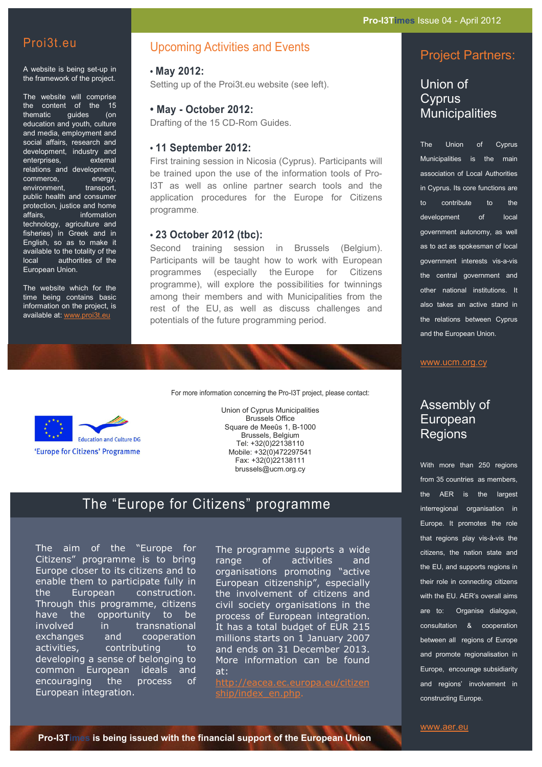## Proi3t.eu

A website is being set-up in the framework of the project.

The website will comprise the content of the 15 thematic guides (on education and youth, culture and media, employment and social affairs, research and development, industry and enterprises, external relations and development, commerce, energy, environment, transport, public health and consumer protection, justice and home affairs, information technology, agriculture and fisheries) in Greek and in English, so as to make it available to the totality of the local authorities of the European Union.

The website which for the time being contains basic information on the project, is available at: www.proi3t.eu

## Upcoming Activities and Events

**• May 2012:**

Setting up of the Proi3t.eu website (see left).

**• May - October 2012:**

Drafting of the 15 CD-Rom Guides.

**• 11 September 2012:**

First training session in Nicosia (Cyprus). Participants will be trained upon the use of the information tools of Pro-I3T as well as online partner search tools and the application procedures for the Europe for Citizens programme.

**• 23 October 2012 (tbc):**

Second training session in Brussels (Belgium). Participants will be taught how to work with European programmes (especially the Europe for Citizens programme), will explore the possibilities for twinnings among their members and with Municipalities from the rest of the EU, as well as discuss challenges and potentials of the future programming period.

For more information concerning the Pro-I3T project, please contact:

Union of Cyprus Municipalities
Brussels Office
Square de Meeûs 1, B-1000
Brussels, Belgium
Tel: +32(0)22138110
Mobile: +32(0)472297541
Fax: +32(0)22138111
brussels@ucm.org.cy

Education and Culture DG

'Europe for Citizens' Programme

## The "Europe for Citizens" programme

The aim of the "Europe for Citizens" programme is to bring Europe closer to its citizens and to enable them to participate fully in the European construction. Through this programme, citizens have the opportunity to be involved in transnational exchanges and cooperation activities, contributing to developing a sense of belonging to common European ideals and encouraging the process of European integration.

The programme supports a wide range of activities and organisations promoting "active European citizenship", especially the involvement of citizens and civil society organisations in the process of European integration. It has a total budget of EUR 215 millions starts on 1 January 2007 and ends on 31 December 2013. More information can be found at: http://eacea.ec.europa.eu/citizenship/index_en.php.

**Pro-I3Times is being issued with the financial support of the European Union**

## Project Partners:

### Union of Cyprus Municipalities

The Union of Cyprus Municipalities is the main association of Local Authorities in Cyprus. Its core functions are to contribute to the development of local government autonomy, as well as to act as spokesman of local government interests vis-a-vis the central government and other national institutions. It also takes an active stand in the relations between Cyprus and the European Union.

www.ucm.org.cy

### Assembly of European Regions

With more than 250 regions from 35 countries as members, the AER is the largest interregional organisation in Europe. It promotes the role that regions play vis-à-vis the citizens, the nation state and the EU, and supports regions in their role in connecting citizens with the EU. AER's overall aims are to: Organise dialogue, consultation & cooperation between all regions of Europe and promote regionalisation in Europe, encourage subsidiarity and regions' involvement in constructing Europe.

www.aer.eu